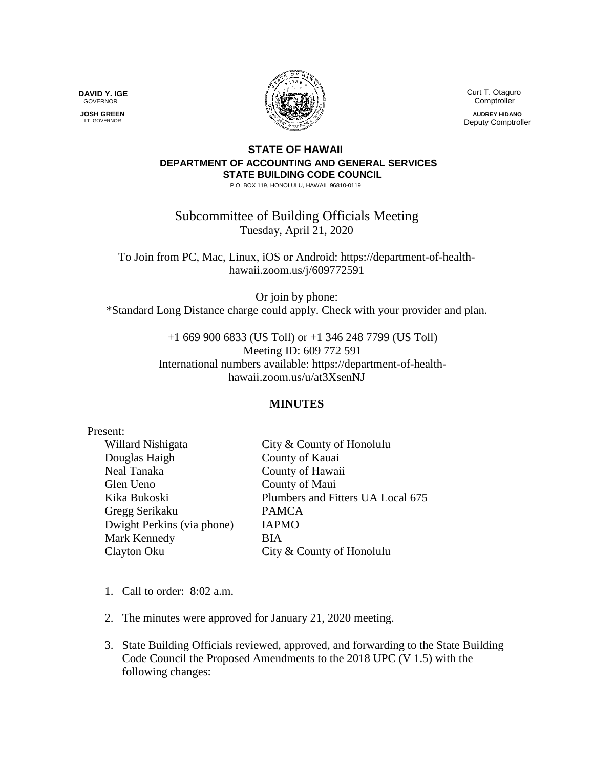**DAVID Y. IGE**
GOVERNOR

**JOSH GREEN**
LT. GOVERNOR

Curt T. Otaguro
Comptroller

**AUDREY HIDANO**
Deputy Comptroller

**STATE OF HAWAII**
**DEPARTMENT OF ACCOUNTING AND GENERAL SERVICES**
**STATE BUILDING CODE COUNCIL**
P.O. BOX 119, HONOLULU, HAWAII 96810-0119

# Subcommittee of Building Officials Meeting

Tuesday, April 21, 2020

To Join from PC, Mac, Linux, iOS or Android: https://department-of-health-hawaii.zoom.us/j/609772591

Or join by phone:
*Standard Long Distance charge could apply. Check with your provider and plan.

+1 669 900 6833 (US Toll) or +1 346 248 7799 (US Toll)
Meeting ID: 609 772 591
International numbers available: https://department-of-health-hawaii.zoom.us/u/at3XsenNJ

## MINUTES

Present:

| | |
|---|---|
| Willard Nishigata | City & County of Honolulu |
| Douglas Haigh | County of Kauai |
| Neal Tanaka | County of Hawaii |
| Glen Ueno | County of Maui |
| Kika Bukoski | Plumbers and Fitters UA Local 675 |
| Gregg Serikaku | PAMCA |
| Dwight Perkins (via phone) | IAPMO |
| Mark Kennedy | BIA |
| Clayton Oku | City & County of Honolulu |

1. Call to order: 8:02 a.m.

2. The minutes were approved for January 21, 2020 meeting.

3. State Building Officials reviewed, approved, and forwarding to the State Building Code Council the Proposed Amendments to the 2018 UPC (V 1.5) with the following changes: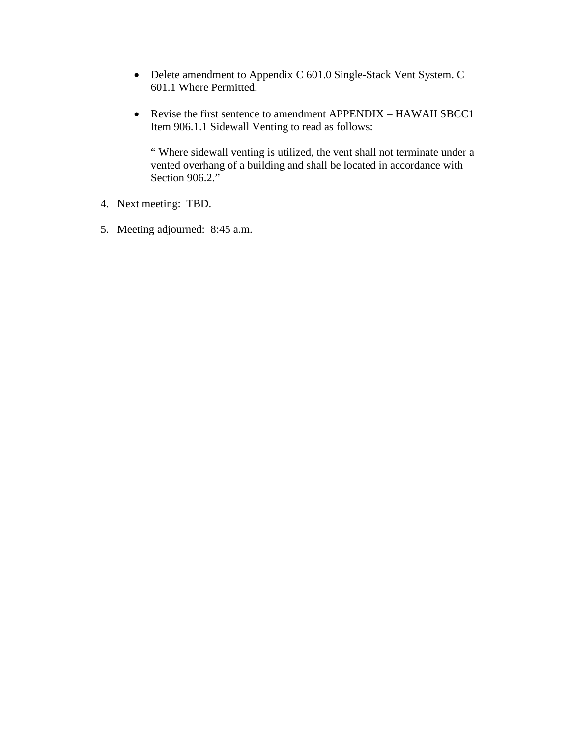- Delete amendment to Appendix C 601.0 Single-Stack Vent System. C 601.1 Where Permitted.

- Revise the first sentence to amendment APPENDIX – HAWAII SBCC1 Item 906.1.1 Sidewall Venting to read as follows:

  " Where sidewall venting is utilized, the vent shall not terminate under a <u>vented</u> overhang of a building and shall be located in accordance with Section 906.2."

4. Next meeting: TBD.

5. Meeting adjourned: 8:45 a.m.